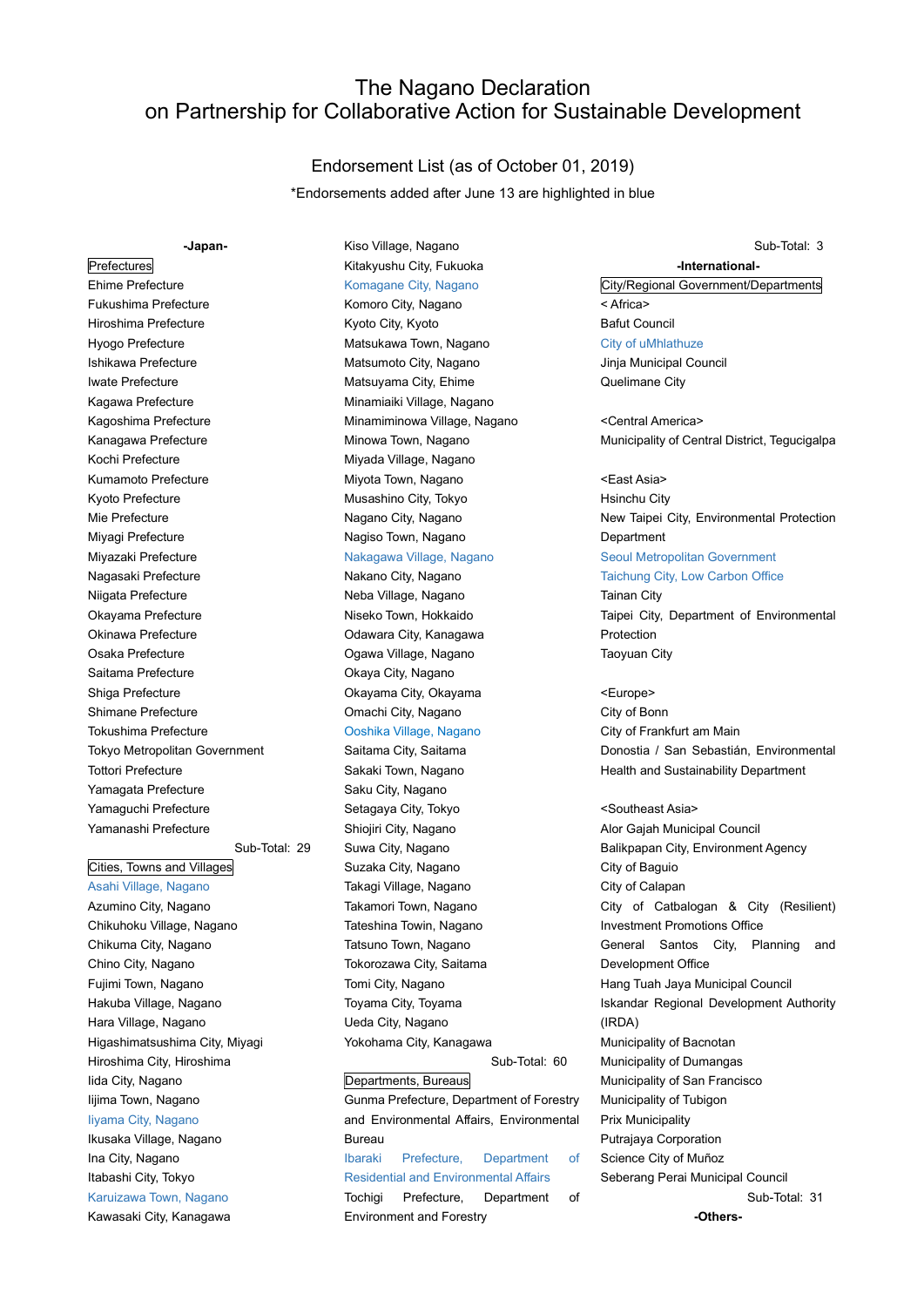# The Nagano Declaration
# on Partnership for Collaborative Action for Sustainable Development

## Endorsement List (as of October 01, 2019)

*Endorsements added after June 13 are highlighted in blue

### -Japan-

**Prefectures**

Ehime Prefecture
Fukushima Prefecture
Hiroshima Prefecture
Hyogo Prefecture
Ishikawa Prefecture
Iwate Prefecture
Kagawa Prefecture
Kagoshima Prefecture
Kanagawa Prefecture
Kochi Prefecture
Kumamoto Prefecture
Kyoto Prefecture
Mie Prefecture
Miyagi Prefecture
Miyazaki Prefecture
Nagasaki Prefecture
Niigata Prefecture
Okayama Prefecture
Okinawa Prefecture
Osaka Prefecture
Saitama Prefecture
Shiga Prefecture
Shimane Prefecture
Tokushima Prefecture
Tokyo Metropolitan Government
Tottori Prefecture
Yamagata Prefecture
Yamaguchi Prefecture
Yamanashi Prefecture

Sub-Total: 29

**Cities, Towns and Villages**

Asahi Village, Nagano
Azumino City, Nagano
Chikuhoku Village, Nagano
Chikuma City, Nagano
Chino City, Nagano
Fujimi Town, Nagano
Hakuba Village, Nagano
Hara Village, Nagano
Higashimatsushima City, Miyagi
Hiroshima City, Hiroshima
Iida City, Nagano
Iijima Town, Nagano
Iiyama City, Nagano
Ikusaka Village, Nagano
Ina City, Nagano
Itabashi City, Tokyo
Karuizawa Town, Nagano
Kawasaki City, Kanagawa
Kiso Village, Nagano
Kitakyushu City, Fukuoka
Komagane City, Nagano
Komoro City, Nagano
Kyoto City, Kyoto
Matsukawa Town, Nagano
Matsumoto City, Nagano
Matsuyama City, Ehime
Minamiaiki Village, Nagano
Minamiminowa Village, Nagano
Minowa Town, Nagano
Miyada Village, Nagano
Miyota Town, Nagano
Musashino City, Tokyo
Nagano City, Nagano
Nagiso Town, Nagano
Nakagawa Village, Nagano
Nakano City, Nagano
Neba Village, Nagano
Niseko Town, Hokkaido
Odawara City, Kanagawa
Ogawa Village, Nagano
Okaya City, Nagano
Okayama City, Okayama
Omachi City, Nagano
Ooshika Village, Nagano
Saitama City, Saitama
Sakaki Town, Nagano
Saku City, Nagano
Setagaya City, Tokyo
Shiojiri City, Nagano
Suwa City, Nagano
Suzaka City, Nagano
Takagi Village, Nagano
Takamori Town, Nagano
Tateshina Towin, Nagano
Tatsuno Town, Nagano
Tokorozawa City, Saitama
Tomi City, Nagano
Toyama City, Toyama
Ueda City, Nagano
Yokohama City, Kanagawa

Sub-Total: 60

**Departments, Bureaus**

Gunma Prefecture, Department of Forestry and Environmental Affairs, Environmental Bureau
Ibaraki Prefecture, Department of Residential and Environmental Affairs
Tochigi Prefecture, Department of Environment and Forestry

Sub-Total: 3

### -International-

**City/Regional Government/Departments**

< Africa>

Bafut Council
City of uMhlathuze
Jinja Municipal Council
Quelimane City

<Central America>

Municipality of Central District, Tegucigalpa

<East Asia>

Hsinchu City
New Taipei City, Environmental Protection Department
Seoul Metropolitan Government
Taichung City, Low Carbon Office
Tainan City
Taipei City, Department of Environmental Protection
Taoyuan City

<Europe>

City of Bonn
City of Frankfurt am Main
Donostia / San Sebastián, Environmental Health and Sustainability Department

<Southeast Asia>

Alor Gajah Municipal Council
Balikpapan City, Environment Agency
City of Baguio
City of Calapan
City of Catbalogan & City (Resilient) Investment Promotions Office
General Santos City, Planning and Development Office
Hang Tuah Jaya Municipal Council
Iskandar Regional Development Authority (IRDA)
Municipality of Bacnotan
Municipality of Dumangas
Municipality of San Francisco
Municipality of Tubigon
Prix Municipality
Putrajaya Corporation
Science City of Muñoz
Seberang Perai Municipal Council

Sub-Total: 31

### -Others-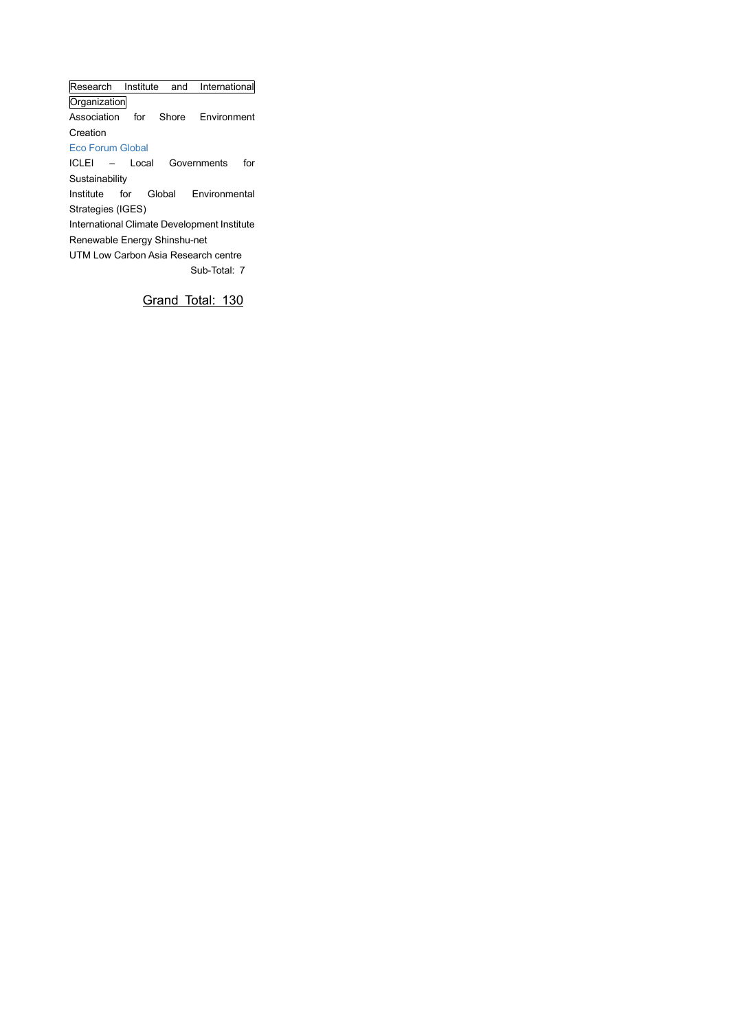Research Institute and International Organization

Association for Shore Environment Creation

Eco Forum Global

ICLEI – Local Governments for Sustainability

Institute for Global Environmental Strategies (IGES)

International Climate Development Institute

Renewable Energy Shinshu-net

UTM Low Carbon Asia Research centre

Sub-Total: 7

Grand Total: 130